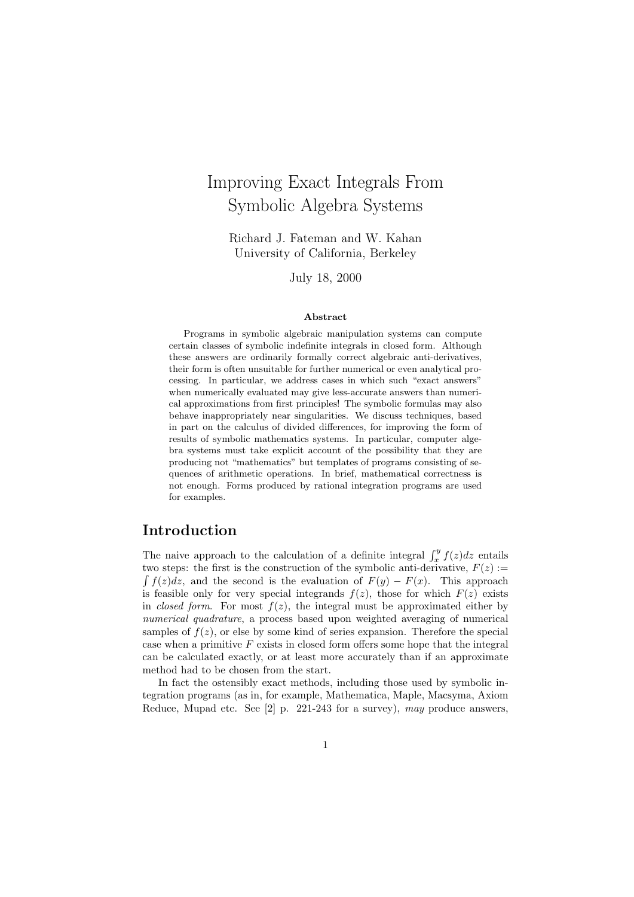# Improving Exact Integrals From Symbolic Algebra Systems

Richard J. Fateman and W. Kahan
University of California, Berkeley

July 18, 2000

### Abstract

Programs in symbolic algebraic manipulation systems can compute certain classes of symbolic indefinite integrals in closed form. Although these answers are ordinarily formally correct algebraic anti-derivatives, their form is often unsuitable for further numerical or even analytical processing. In particular, we address cases in which such "exact answers" when numerically evaluated may give less-accurate answers than numerical approximations from first principles! The symbolic formulas may also behave inappropriately near singularities. We discuss techniques, based in part on the calculus of divided differences, for improving the form of results of symbolic mathematics systems. In particular, computer algebra systems must take explicit account of the possibility that they are producing not "mathematics" but templates of programs consisting of sequences of arithmetic operations. In brief, mathematical correctness is not enough. Forms produced by rational integration programs are used for examples.

## Introduction

The naive approach to the calculation of a definite integral $\int_x^y f(z)dz$ entails two steps: the first is the construction of the symbolic anti-derivative, $F(z) := \int f(z)dz$, and the second is the evaluation of $F(y) - F(x)$. This approach is feasible only for very special integrands $f(z)$, those for which $F(z)$ exists in *closed form*. For most $f(z)$, the integral must be approximated either by *numerical quadrature*, a process based upon weighted averaging of numerical samples of $f(z)$, or else by some kind of series expansion. Therefore the special case when a primitive $F$ exists in closed form offers some hope that the integral can be calculated exactly, or at least more accurately than if an approximate method had to be chosen from the start.

In fact the ostensibly exact methods, including those used by symbolic integration programs (as in, for example, Mathematica, Maple, Macsyma, Axiom Reduce, Mupad etc. See [2] p. 221-243 for a survey), *may* produce answers,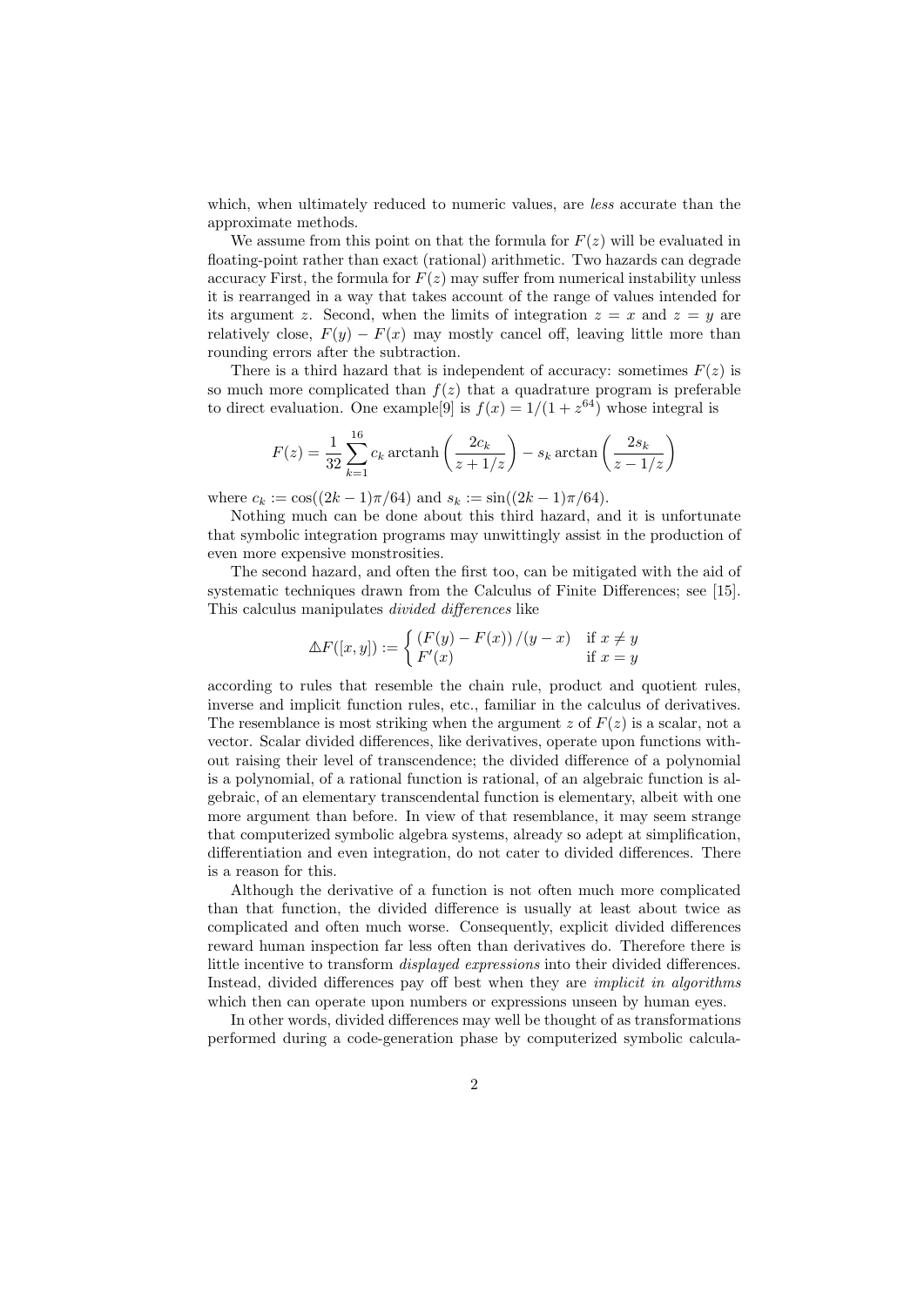which, when ultimately reduced to numeric values, are *less* accurate than the approximate methods.

We assume from this point on that the formula for $F(z)$ will be evaluated in floating-point rather than exact (rational) arithmetic. Two hazards can degrade accuracy First, the formula for $F(z)$ may suffer from numerical instability unless it is rearranged in a way that takes account of the range of values intended for its argument $z$. Second, when the limits of integration $z = x$ and $z = y$ are relatively close, $F(y) - F(x)$ may mostly cancel off, leaving little more than rounding errors after the subtraction.

There is a third hazard that is independent of accuracy: sometimes $F(z)$ is so much more complicated than $f(z)$ that a quadrature program is preferable to direct evaluation. One example[9] is $f(x) = 1/(1 + z^{64})$ whose integral is

$$F(z) = \frac{1}{32} \sum_{k=1}^{16} c_k \operatorname{arctanh}\left(\frac{2c_k}{z + 1/z}\right) - s_k \arctan\left(\frac{2s_k}{z - 1/z}\right)$$

where $c_k := \cos((2k-1)\pi/64)$ and $s_k := \sin((2k-1)\pi/64)$.

Nothing much can be done about this third hazard, and it is unfortunate that symbolic integration programs may unwittingly assist in the production of even more expensive monstrosities.

The second hazard, and often the first too, can be mitigated with the aid of systematic techniques drawn from the Calculus of Finite Differences; see [15]. This calculus manipulates *divided differences* like

$$\triangle F([x, y]) := \begin{cases} (F(y) - F(x))/(y - x) & \text{if } x \neq y \\ F'(x) & \text{if } x = y \end{cases}$$

according to rules that resemble the chain rule, product and quotient rules, inverse and implicit function rules, etc., familiar in the calculus of derivatives. The resemblance is most striking when the argument $z$ of $F(z)$ is a scalar, not a vector. Scalar divided differences, like derivatives, operate upon functions without raising their level of transcendence; the divided difference of a polynomial is a polynomial, of a rational function is rational, of an algebraic function is algebraic, of an elementary transcendental function is elementary, albeit with one more argument than before. In view of that resemblance, it may seem strange that computerized symbolic algebra systems, already so adept at simplification, differentiation and even integration, do not cater to divided differences. There is a reason for this.

Although the derivative of a function is not often much more complicated than that function, the divided difference is usually at least about twice as complicated and often much worse. Consequently, explicit divided differences reward human inspection far less often than derivatives do. Therefore there is little incentive to transform *displayed expressions* into their divided differences. Instead, divided differences pay off best when they are *implicit in algorithms* which then can operate upon numbers or expressions unseen by human eyes.

In other words, divided differences may well be thought of as transformations performed during a code-generation phase by computerized symbolic calcula-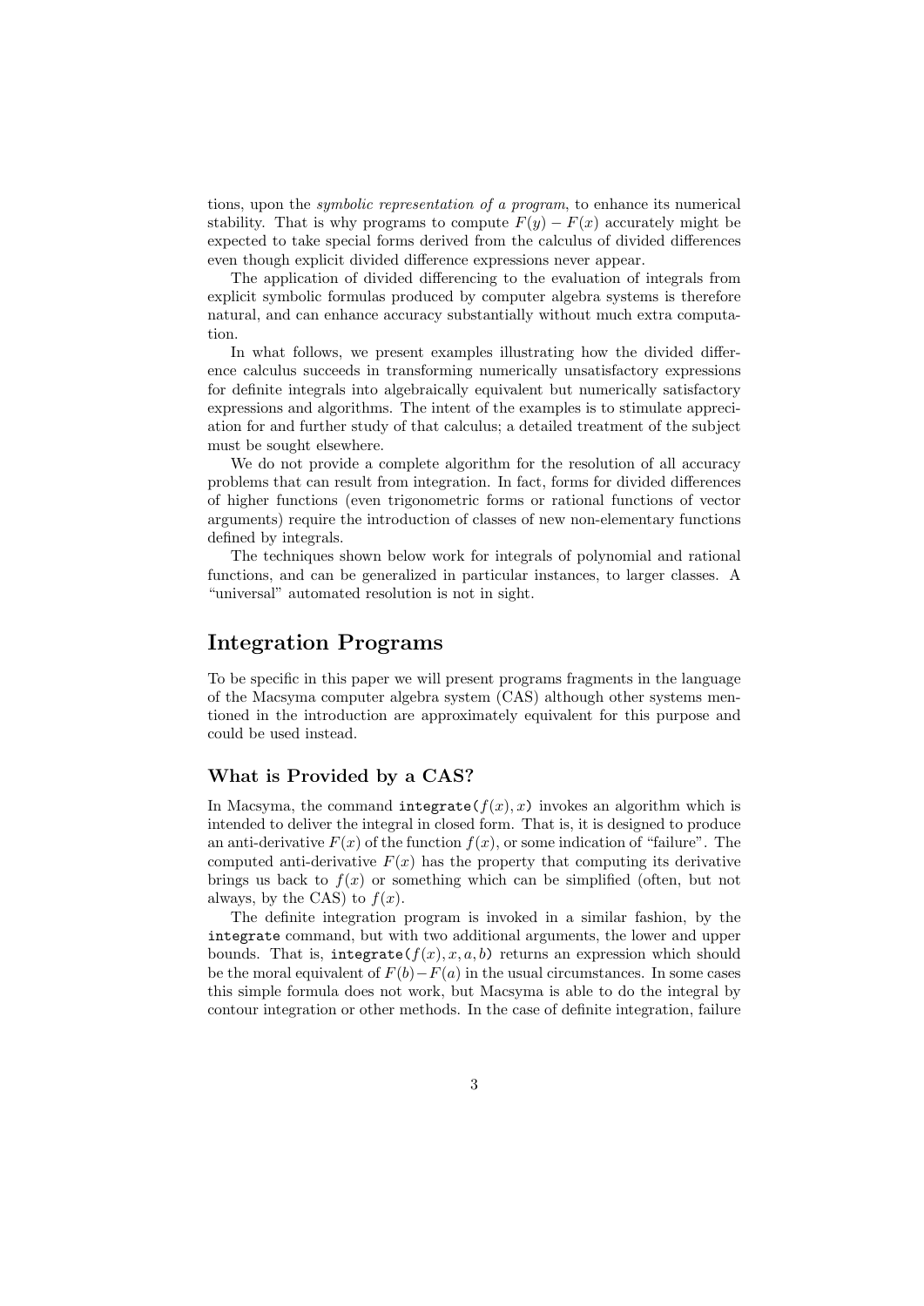tions, upon the *symbolic representation of a program*, to enhance its numerical stability. That is why programs to compute $F(y) - F(x)$ accurately might be expected to take special forms derived from the calculus of divided differences even though explicit divided difference expressions never appear.

The application of divided differencing to the evaluation of integrals from explicit symbolic formulas produced by computer algebra systems is therefore natural, and can enhance accuracy substantially without much extra computation.

In what follows, we present examples illustrating how the divided difference calculus succeeds in transforming numerically unsatisfactory expressions for definite integrals into algebraically equivalent but numerically satisfactory expressions and algorithms. The intent of the examples is to stimulate appreciation for and further study of that calculus; a detailed treatment of the subject must be sought elsewhere.

We do not provide a complete algorithm for the resolution of all accuracy problems that can result from integration. In fact, forms for divided differences of higher functions (even trigonometric forms or rational functions of vector arguments) require the introduction of classes of new non-elementary functions defined by integrals.

The techniques shown below work for integrals of polynomial and rational functions, and can be generalized in particular instances, to larger classes. A "universal" automated resolution is not in sight.

## Integration Programs

To be specific in this paper we will present programs fragments in the language of the Macsyma computer algebra system (CAS) although other systems mentioned in the introduction are approximately equivalent for this purpose and could be used instead.

### What is Provided by a CAS?

In Macsyma, the command `integrate`$(f(x), x)$ invokes an algorithm which is intended to deliver the integral in closed form. That is, it is designed to produce an anti-derivative $F(x)$ of the function $f(x)$, or some indication of "failure". The computed anti-derivative $F(x)$ has the property that computing its derivative brings us back to $f(x)$ or something which can be simplified (often, but not always, by the CAS) to $f(x)$.

The definite integration program is invoked in a similar fashion, by the `integrate` command, but with two additional arguments, the lower and upper bounds. That is, `integrate`$(f(x), x, a, b)$ returns an expression which should be the moral equivalent of $F(b) - F(a)$ in the usual circumstances. In some cases this simple formula does not work, but Macsyma is able to do the integral by contour integration or other methods. In the case of definite integration, failure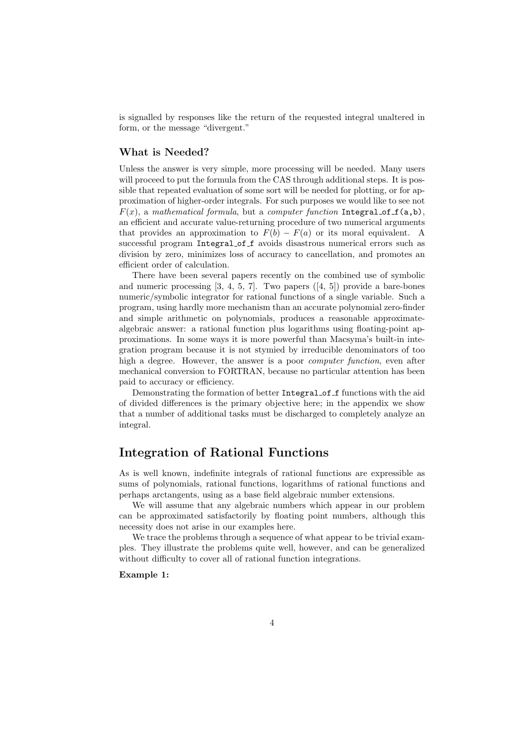is signalled by responses like the return of the requested integral unaltered in form, or the message "divergent."

### What is Needed?

Unless the answer is very simple, more processing will be needed. Many users will proceed to put the formula from the CAS through additional steps. It is possible that repeated evaluation of some sort will be needed for plotting, or for approximation of higher-order integrals. For such purposes we would like to see not $F(x)$, a *mathematical formula*, but a *computer function* `Integral_of_f(a,b)`, an efficient and accurate value-returning procedure of two numerical arguments that provides an approximation to $F(b) - F(a)$ or its moral equivalent. A successful program `Integral_of_f` avoids disastrous numerical errors such as division by zero, minimizes loss of accuracy to cancellation, and promotes an efficient order of calculation.

There have been several papers recently on the combined use of symbolic and numeric processing [3, 4, 5, 7]. Two papers ([4, 5]) provide a bare-bones numeric/symbolic integrator for rational functions of a single variable. Such a program, using hardly more mechanism than an accurate polynomial zero-finder and simple arithmetic on polynomials, produces a reasonable approximate-algebraic answer: a rational function plus logarithms using floating-point approximations. In some ways it is more powerful than Macsyma's built-in integration program because it is not stymied by irreducible denominators of too high a degree. However, the answer is a poor *computer function*, even after mechanical conversion to FORTRAN, because no particular attention has been paid to accuracy or efficiency.

Demonstrating the formation of better `Integral_of_f` functions with the aid of divided differences is the primary objective here; in the appendix we show that a number of additional tasks must be discharged to completely analyze an integral.

## Integration of Rational Functions

As is well known, indefinite integrals of rational functions are expressible as sums of polynomials, rational functions, logarithms of rational functions and perhaps arctangents, using as a base field algebraic number extensions.

We will assume that any algebraic numbers which appear in our problem can be approximated satisfactorily by floating point numbers, although this necessity does not arise in our examples here.

We trace the problems through a sequence of what appear to be trivial examples. They illustrate the problems quite well, however, and can be generalized without difficulty to cover all of rational function integrations.

**Example 1:**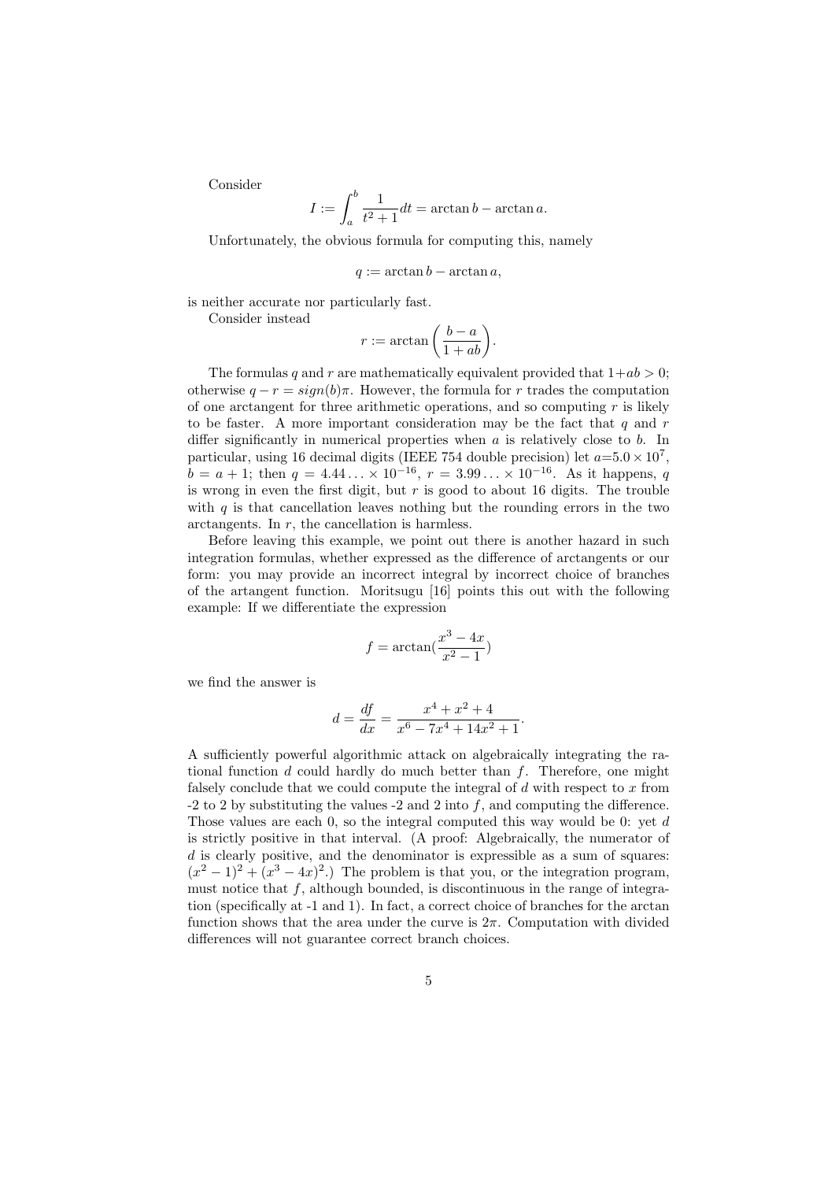Consider

$$I := \int_a^b \frac{1}{t^2+1} dt = \arctan b - \arctan a.$$

Unfortunately, the obvious formula for computing this, namely

$$q := \arctan b - \arctan a,$$

is neither accurate nor particularly fast.

Consider instead

$$r := \arctan\left(\frac{b-a}{1+ab}\right).$$

The formulas $q$ and $r$ are mathematically equivalent provided that $1+ab > 0$; otherwise $q - r = sign(b)\pi$. However, the formula for $r$ trades the computation of one arctangent for three arithmetic operations, and so computing $r$ is likely to be faster. A more important consideration may be the fact that $q$ and $r$ differ significantly in numerical properties when $a$ is relatively close to $b$. In particular, using 16 decimal digits (IEEE 754 double precision) let $a$=$5.0 \times 10^7$, $b = a + 1$; then $q = 4.44\ldots \times 10^{-16}$, $r = 3.99\ldots \times 10^{-16}$. As it happens, $q$ is wrong in even the first digit, but $r$ is good to about 16 digits. The trouble with $q$ is that cancellation leaves nothing but the rounding errors in the two arctangents. In $r$, the cancellation is harmless.

Before leaving this example, we point out there is another hazard in such integration formulas, whether expressed as the difference of arctangents or our form: you may provide an incorrect integral by incorrect choice of branches of the artangent function. Moritsugu [16] points this out with the following example: If we differentiate the expression

$$f = \arctan(\frac{x^3-4x}{x^2-1})$$

we find the answer is

$$d = \frac{df}{dx} = \frac{x^4+x^2+4}{x^6-7x^4+14x^2+1}.$$

A sufficiently powerful algorithmic attack on algebraically integrating the rational function $d$ could hardly do much better than $f$. Therefore, one might falsely conclude that we could compute the integral of $d$ with respect to $x$ from -2 to 2 by substituting the values -2 and 2 into $f$, and computing the difference. Those values are each 0, so the integral computed this way would be 0: yet $d$ is strictly positive in that interval. (A proof: Algebraically, the numerator of $d$ is clearly positive, and the denominator is expressible as a sum of squares: $(x^2-1)^2 + (x^3-4x)^2$.) The problem is that you, or the integration program, must notice that $f$, although bounded, is discontinuous in the range of integration (specifically at -1 and 1). In fact, a correct choice of branches for the arctan function shows that the area under the curve is $2\pi$. Computation with divided differences will not guarantee correct branch choices.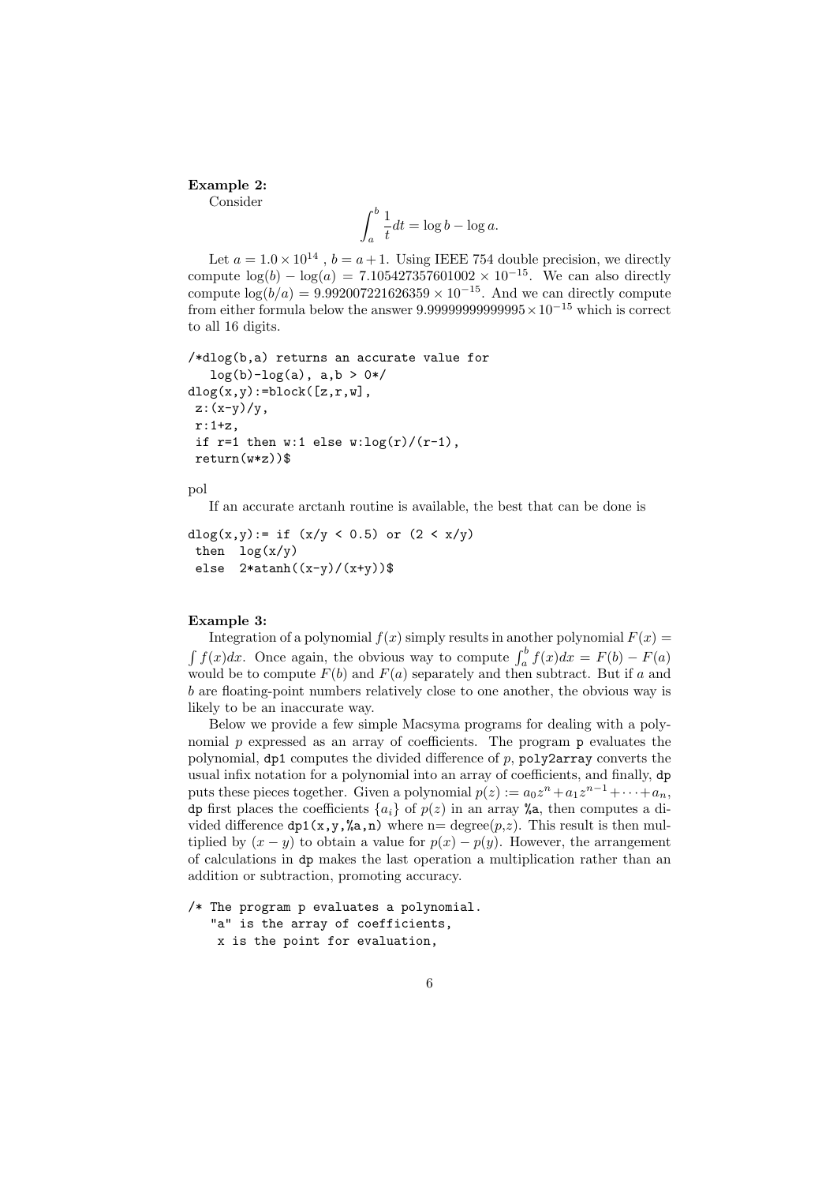**Example 2:**

Consider

$$\int_a^b \frac{1}{t} dt = \log b - \log a.$$

Let $a = 1.0 \times 10^{14}$ , $b = a + 1$. Using IEEE 754 double precision, we directly compute $\log(b) - \log(a) = 7.105427357601002 \times 10^{-15}$. We can also directly compute $\log(b/a) = 9.992007221626359 \times 10^{-15}$. And we can directly compute from either formula below the answer $9.99999999999995 \times 10^{-15}$ which is correct to all 16 digits.

```
/*dlog(b,a) returns an accurate value for
   log(b)-log(a), a,b > 0*/
dlog(x,y):=block([z,r,w],
 z:(x-y)/y,
 r:1+z,
 if r=1 then w:1 else w:log(r)/(r-1),
 return(w*z))$
```

pol

If an accurate arctanh routine is available, the best that can be done is

```
dlog(x,y):= if (x/y < 0.5) or (2 < x/y)
 then  log(x/y)
 else  2*atanh((x-y)/(x+y))$
```

**Example 3:**

Integration of a polynomial $f(x)$ simply results in another polynomial $F(x) = \int f(x)dx$. Once again, the obvious way to compute $\int_a^b f(x)dx = F(b) - F(a)$ would be to compute $F(b)$ and $F(a)$ separately and then subtract. But if $a$ and $b$ are floating-point numbers relatively close to one another, the obvious way is likely to be an inaccurate way.

Below we provide a few simple Macsyma programs for dealing with a polynomial $p$ expressed as an array of coefficients. The program `p` evaluates the polynomial, `dp1` computes the divided difference of $p$, `poly2array` converts the usual infix notation for a polynomial into an array of coefficients, and finally, `dp` puts these pieces together. Given a polynomial $p(z) := a_0 z^n + a_1 z^{n-1} + \cdots + a_n$, `dp` first places the coefficients $\{a_i\}$ of $p(z)$ in an array `%a`, then computes a divided difference `dp1(x,y,%a,n)` where n= degree($p$,$z$). This result is then multiplied by $(x - y)$ to obtain a value for $p(x) - p(y)$. However, the arrangement of calculations in `dp` makes the last operation a multiplication rather than an addition or subtraction, promoting accuracy.

```
/* The program p evaluates a polynomial.
   "a" is the array of coefficients,
    x is the point for evaluation,
```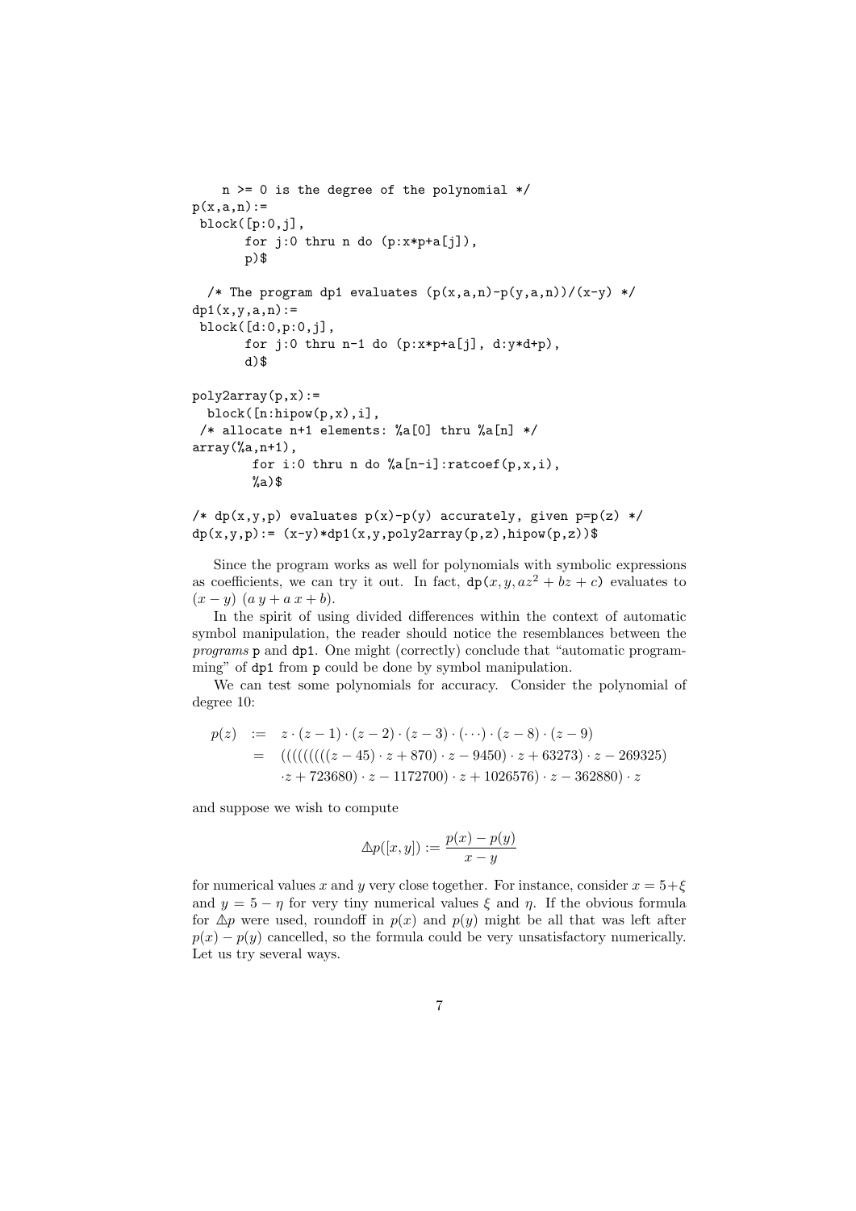```
    n >= 0 is the degree of the polynomial */
p(x,a,n):=
 block([p:0,j],
       for j:0 thru n do (p:x*p+a[j]),
       p)$

  /* The program dp1 evaluates (p(x,a,n)-p(y,a,n))/(x-y) */
dp1(x,y,a,n):=
 block([d:0,p:0,j],
       for j:0 thru n-1 do (p:x*p+a[j], d:y*d+p),
       d)$

poly2array(p,x):=
  block([n:hipow(p,x),i],
 /* allocate n+1 elements: %a[0] thru %a[n] */
array(%a,n+1),
        for i:0 thru n do %a[n-i]:ratcoef(p,x,i),
        %a)$

/* dp(x,y,p) evaluates p(x)-p(y) accurately, given p=p(z) */
dp(x,y,p):= (x-y)*dp1(x,y,poly2array(p,z),hipow(p,z))$
```

Since the program works as well for polynomials with symbolic expressions as coefficients, we can try it out. In fact, dp$(x, y, az^2 + bz + c)$ evaluates to $(x - y)\ (a\, y + a\, x + b)$.

In the spirit of using divided differences within the context of automatic symbol manipulation, the reader should notice the resemblances between the *programs* p and dp1. One might (correctly) conclude that "automatic programming" of dp1 from p could be done by symbol manipulation.

We can test some polynomials for accuracy. Consider the polynomial of degree 10:

$$
\begin{aligned}
p(z) \;&:=\; z \cdot (z-1) \cdot (z-2) \cdot (z-3) \cdot (\cdots) \cdot (z-8) \cdot (z-9) \\
&=\; (((((((((z-45) \cdot z + 870) \cdot z - 9450) \cdot z + 63273) \cdot z - 269325) \\
&\quad \cdot z + 723680) \cdot z - 1172700) \cdot z + 1026576) \cdot z - 362880) \cdot z
\end{aligned}
$$

and suppose we wish to compute

$$
\triangle p([x, y]) := \frac{p(x) - p(y)}{x - y}
$$

for numerical values $x$ and $y$ very close together. For instance, consider $x = 5+\xi$ and $y = 5 - \eta$ for very tiny numerical values $\xi$ and $\eta$. If the obvious formula for $\triangle p$ were used, roundoff in $p(x)$ and $p(y)$ might be all that was left after $p(x) - p(y)$ cancelled, so the formula could be very unsatisfactory numerically. Let us try several ways.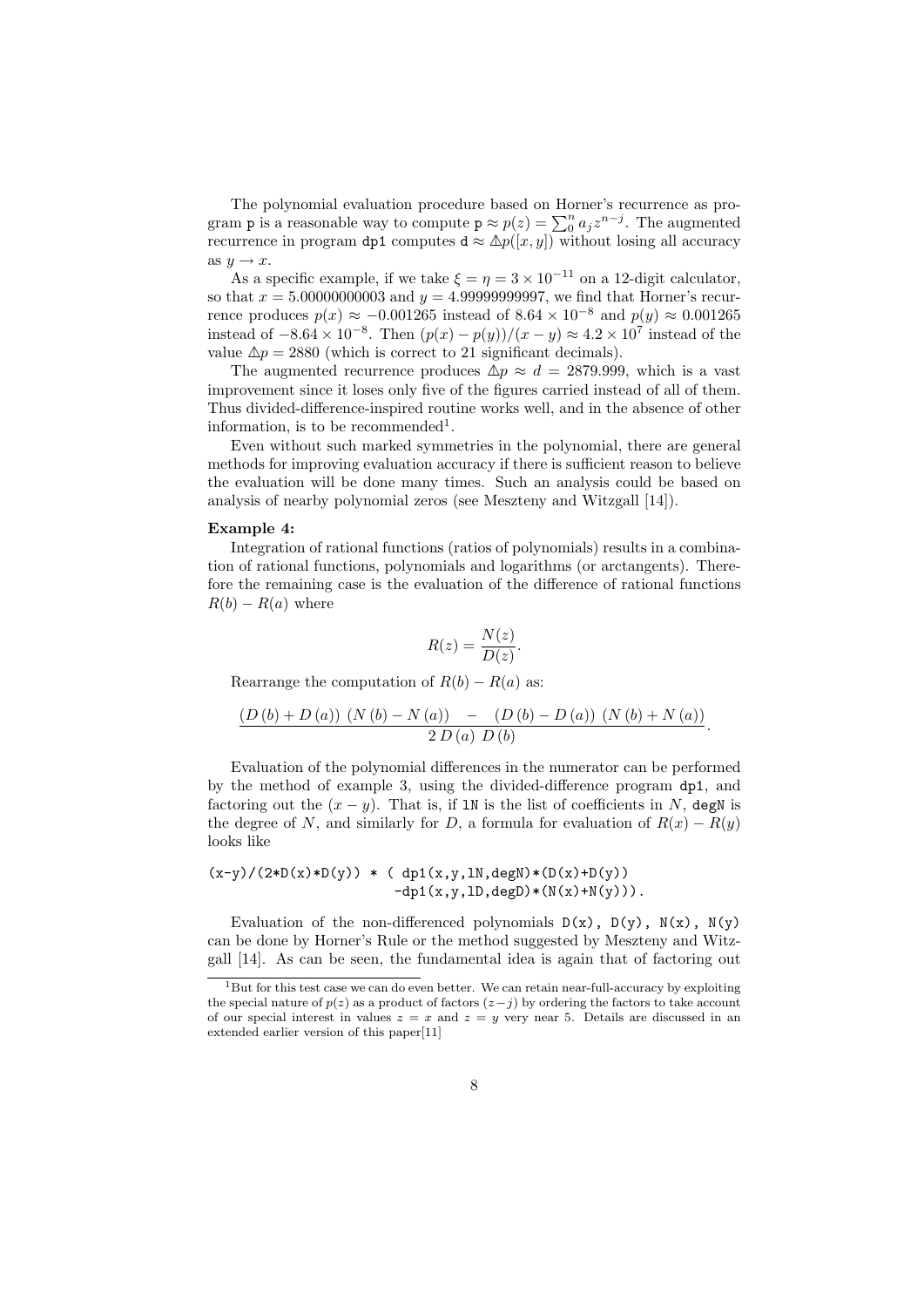The polynomial evaluation procedure based on Horner's recurrence as program `p` is a reasonable way to compute $\mathtt{p} \approx p(z) = \sum_0^n a_j z^{n-j}$. The augmented recurrence in program `dp1` computes $\mathtt{d} \approx \Delta p([x,y])$ without losing all accuracy as $y \to x$.

As a specific example, if we take $\xi = \eta = 3 \times 10^{-11}$ on a 12-digit calculator, so that $x = 5.00000000003$ and $y = 4.99999999997$, we find that Horner's recurrence produces $p(x) \approx -0.001265$ instead of $8.64 \times 10^{-8}$ and $p(y) \approx 0.001265$ instead of $-8.64 \times 10^{-8}$. Then $(p(x) - p(y))/(x-y) \approx 4.2 \times 10^{7}$ instead of the value $\Delta p = 2880$ (which is correct to 21 significant decimals).

The augmented recurrence produces $\Delta p \approx d = 2879.999$, which is a vast improvement since it loses only five of the figures carried instead of all of them. Thus divided-difference-inspired routine works well, and in the absence of other information, is to be recommended[1].

Even without such marked symmetries in the polynomial, there are general methods for improving evaluation accuracy if there is sufficient reason to believe the evaluation will be done many times. Such an analysis could be based on analysis of nearby polynomial zeros (see Meszteny and Witzgall [14]).

**Example 4:**

Integration of rational functions (ratios of polynomials) results in a combination of rational functions, polynomials and logarithms (or arctangents). Therefore the remaining case is the evaluation of the difference of rational functions $R(b) - R(a)$ where

$$R(z) = \frac{N(z)}{D(z)}.$$

Rearrange the computation of $R(b) - R(a)$ as:

$$\frac{(D\,(b) + D\,(a))\ (N\,(b) - N\,(a)) \quad - \quad (D\,(b) - D\,(a))\ (N\,(b) + N\,(a))}{2\,D\,(a)\ D\,(b)}.$$

Evaluation of the polynomial differences in the numerator can be performed by the method of example 3, using the divided-difference program `dp1`, and factoring out the $(x-y)$. That is, if `lN` is the list of coefficients in $N$, `degN` is the degree of $N$, and similarly for $D$, a formula for evaluation of $R(x) - R(y)$ looks like

```
(x-y)/(2*D(x)*D(y)) * ( dp1(x,y,lN,degN)*(D(x)+D(y))
                        -dp1(x,y,lD,degD)*(N(x)+N(y))).
```

Evaluation of the non-differenced polynomials `D(x)`, `D(y)`, `N(x)`, `N(y)` can be done by Horner's Rule or the method suggested by Meszteny and Witzgall [14]. As can be seen, the fundamental idea is again that of factoring out

[1] But for this test case we can do even better. We can retain near-full-accuracy by exploiting the special nature of $p(z)$ as a product of factors $(z-j)$ by ordering the factors to take account of our special interest in values $z = x$ and $z = y$ very near 5. Details are discussed in an extended earlier version of this paper[11]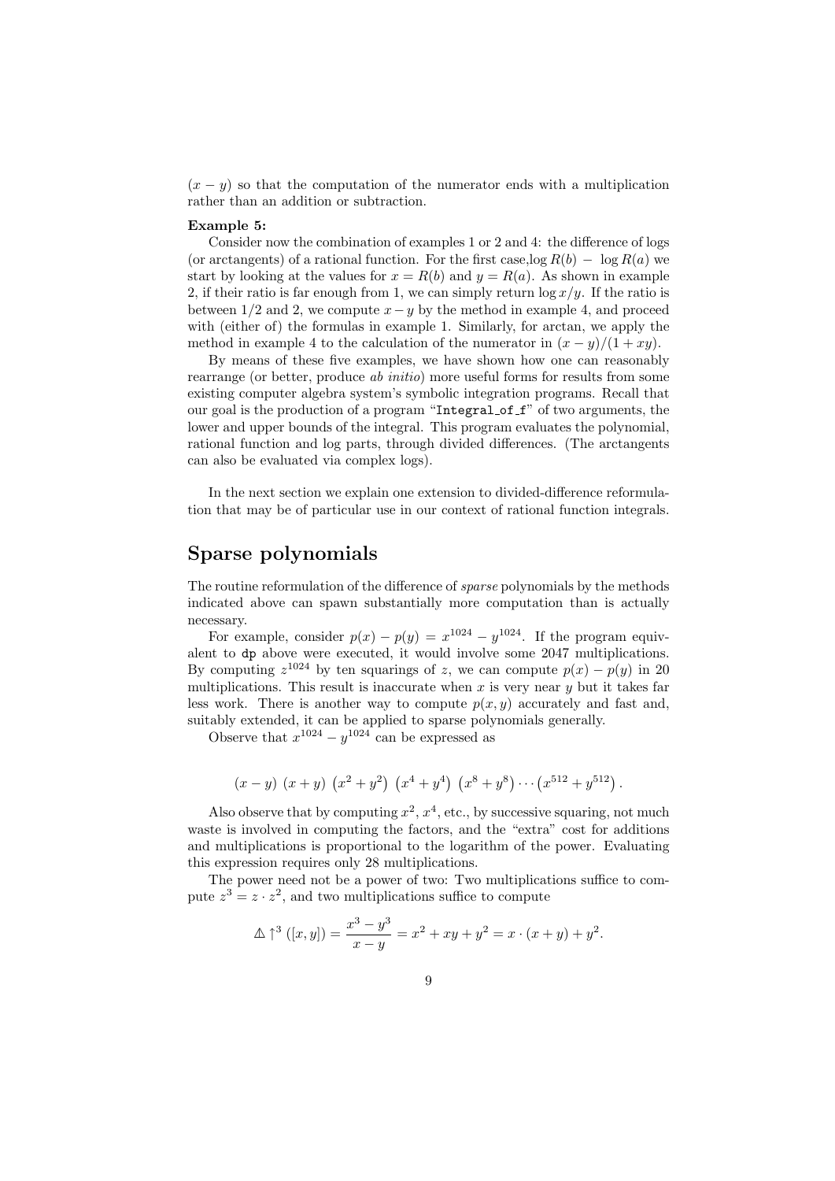$(x - y)$ so that the computation of the numerator ends with a multiplication rather than an addition or subtraction.

**Example 5:**

Consider now the combination of examples 1 or 2 and 4: the difference of logs (or arctangents) of a rational function. For the first case, $\log R(b) - \log R(a)$ we start by looking at the values for $x = R(b)$ and $y = R(a)$. As shown in example 2, if their ratio is far enough from 1, we can simply return $\log x/y$. If the ratio is between 1/2 and 2, we compute $x - y$ by the method in example 4, and proceed with (either of) the formulas in example 1. Similarly, for arctan, we apply the method in example 4 to the calculation of the numerator in $(x - y)/(1 + xy)$.

By means of these five examples, we have shown how one can reasonably rearrange (or better, produce *ab initio*) more useful forms for results from some existing computer algebra system's symbolic integration programs. Recall that our goal is the production of a program "`Integral_of_f`" of two arguments, the lower and upper bounds of the integral. This program evaluates the polynomial, rational function and log parts, through divided differences. (The arctangents can also be evaluated via complex logs).

In the next section we explain one extension to divided-difference reformulation that may be of particular use in our context of rational function integrals.

## Sparse polynomials

The routine reformulation of the difference of *sparse* polynomials by the methods indicated above can spawn substantially more computation than is actually necessary.

For example, consider $p(x) - p(y) = x^{1024} - y^{1024}$. If the program equivalent to `dp` above were executed, it would involve some 2047 multiplications. By computing $z^{1024}$ by ten squarings of $z$, we can compute $p(x) - p(y)$ in 20 multiplications. This result is inaccurate when $x$ is very near $y$ but it takes far less work. There is another way to compute $p(x, y)$ accurately and fast and, suitably extended, it can be applied to sparse polynomials generally.

Observe that $x^{1024} - y^{1024}$ can be expressed as

$$(x - y)\ (x + y)\ \left(x^2 + y^2\right)\ \left(x^4 + y^4\right)\ \left(x^8 + y^8\right) \cdots \left(x^{512} + y^{512}\right).$$

Also observe that by computing $x^2$, $x^4$, etc., by successive squaring, not much waste is involved in computing the factors, and the "extra" cost for additions and multiplications is proportional to the logarithm of the power. Evaluating this expression requires only 28 multiplications.

The power need not be a power of two: Two multiplications suffice to compute $z^3 = z \cdot z^2$, and two multiplications suffice to compute

$$\triangle \uparrow^3 ([x, y]) = \frac{x^3 - y^3}{x - y} = x^2 + xy + y^2 = x \cdot (x + y) + y^2.$$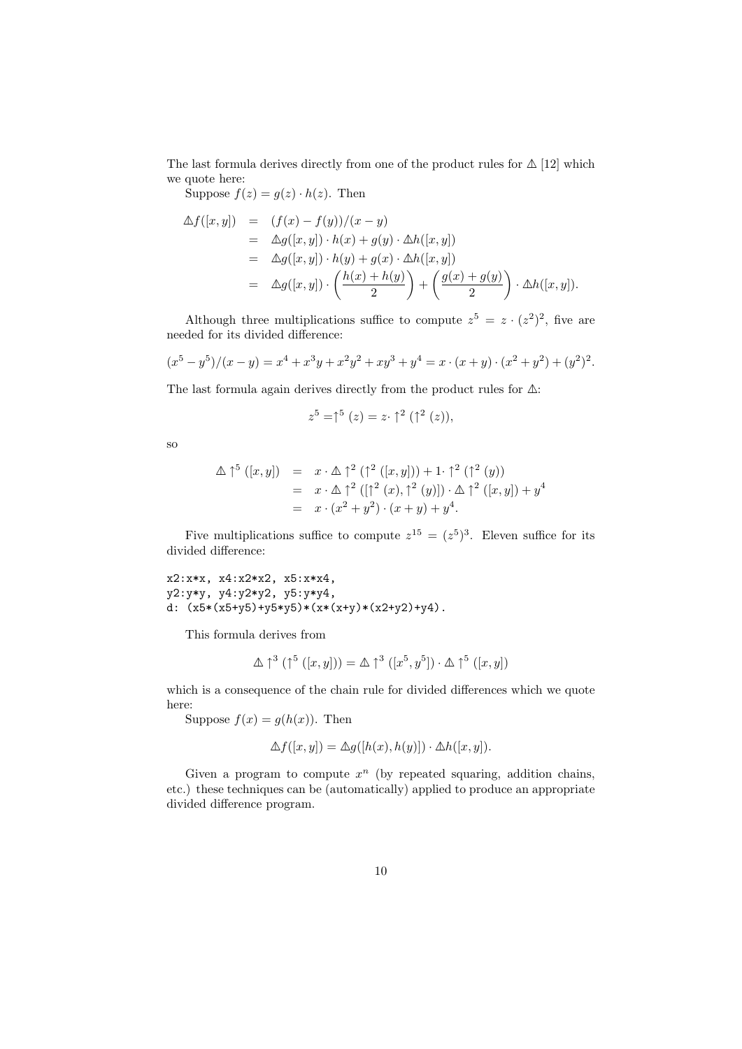The last formula derives directly from one of the product rules for $\triangle$ [12] which we quote here:

Suppose $f(z) = g(z) \cdot h(z)$. Then

$$
\begin{aligned}
\triangle f([x,y]) &= (f(x) - f(y))/(x-y) \\
&= \triangle g([x,y]) \cdot h(x) + g(y) \cdot \triangle h([x,y]) \\
&= \triangle g([x,y]) \cdot h(y) + g(x) \cdot \triangle h([x,y]) \\
&= \triangle g([x,y]) \cdot \left( \frac{h(x) + h(y)}{2} \right) + \left( \frac{g(x) + g(y)}{2} \right) \cdot \triangle h([x,y]).
\end{aligned}
$$

Although three multiplications suffice to compute $z^5 = z \cdot (z^2)^2$, five are needed for its divided difference:

$$(x^5 - y^5)/(x-y) = x^4 + x^3y + x^2y^2 + xy^3 + y^4 = x \cdot (x+y) \cdot (x^2 + y^2) + (y^2)^2.$$

The last formula again derives directly from the product rules for $\triangle$:

$$z^5 = \uparrow^5 (z) = z \cdot \uparrow^2 (\uparrow^2 (z)),$$

so

$$
\begin{aligned}
\triangle \uparrow^5 ([x,y]) &= x \cdot \triangle \uparrow^2 (\uparrow^2 ([x,y])) + 1 \cdot \uparrow^2 (\uparrow^2 (y)) \\
&= x \cdot \triangle \uparrow^2 ([\uparrow^2 (x), \uparrow^2 (y)]) \cdot \triangle \uparrow^2 ([x,y]) + y^4 \\
&= x \cdot (x^2 + y^2) \cdot (x+y) + y^4.
\end{aligned}
$$

Five multiplications suffice to compute $z^{15} = (z^5)^3$. Eleven suffice for its divided difference:

```
x2:x*x, x4:x2*x2, x5:x*x4,
y2:y*y, y4:y2*y2, y5:y*y4,
d: (x5*(x5+y5)+y5*y5)*(x*(x+y)*(x2+y2)+y4).
```

This formula derives from

$$\triangle \uparrow^3 (\uparrow^5 ([x,y])) = \triangle \uparrow^3 ([x^5, y^5]) \cdot \triangle \uparrow^5 ([x,y])$$

which is a consequence of the chain rule for divided differences which we quote here:

Suppose $f(x) = g(h(x))$. Then

$$\triangle f([x,y]) = \triangle g([h(x), h(y)]) \cdot \triangle h([x,y]).$$

Given a program to compute $x^n$ (by repeated squaring, addition chains, etc.) these techniques can be (automatically) applied to produce an appropriate divided difference program.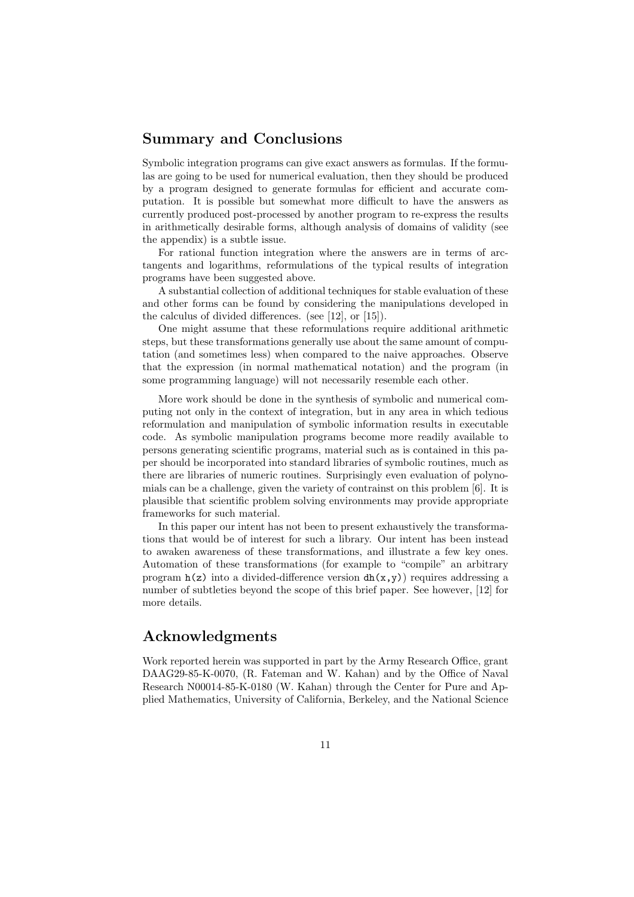## Summary and Conclusions

Symbolic integration programs can give exact answers as formulas. If the formulas are going to be used for numerical evaluation, then they should be produced by a program designed to generate formulas for efficient and accurate computation. It is possible but somewhat more difficult to have the answers as currently produced post-processed by another program to re-express the results in arithmetically desirable forms, although analysis of domains of validity (see the appendix) is a subtle issue.

For rational function integration where the answers are in terms of arctangents and logarithms, reformulations of the typical results of integration programs have been suggested above.

A substantial collection of additional techniques for stable evaluation of these and other forms can be found by considering the manipulations developed in the calculus of divided differences. (see [12], or [15]).

One might assume that these reformulations require additional arithmetic steps, but these transformations generally use about the same amount of computation (and sometimes less) when compared to the naive approaches. Observe that the expression (in normal mathematical notation) and the program (in some programming language) will not necessarily resemble each other.

More work should be done in the synthesis of symbolic and numerical computing not only in the context of integration, but in any area in which tedious reformulation and manipulation of symbolic information results in executable code. As symbolic manipulation programs become more readily available to persons generating scientific programs, material such as is contained in this paper should be incorporated into standard libraries of symbolic routines, much as there are libraries of numeric routines. Surprisingly even evaluation of polynomials can be a challenge, given the variety of contrainst on this problem [6]. It is plausible that scientific problem solving environments may provide appropriate frameworks for such material.

In this paper our intent has not been to present exhaustively the transformations that would be of interest for such a library. Our intent has been instead to awaken awareness of these transformations, and illustrate a few key ones. Automation of these transformations (for example to "compile" an arbitrary program `h(z)` into a divided-difference version `dh(x,y)`) requires addressing a number of subtleties beyond the scope of this brief paper. See however, [12] for more details.

## Acknowledgments

Work reported herein was supported in part by the Army Research Office, grant DAAG29-85-K-0070, (R. Fateman and W. Kahan) and by the Office of Naval Research N00014-85-K-0180 (W. Kahan) through the Center for Pure and Applied Mathematics, University of California, Berkeley, and the National Science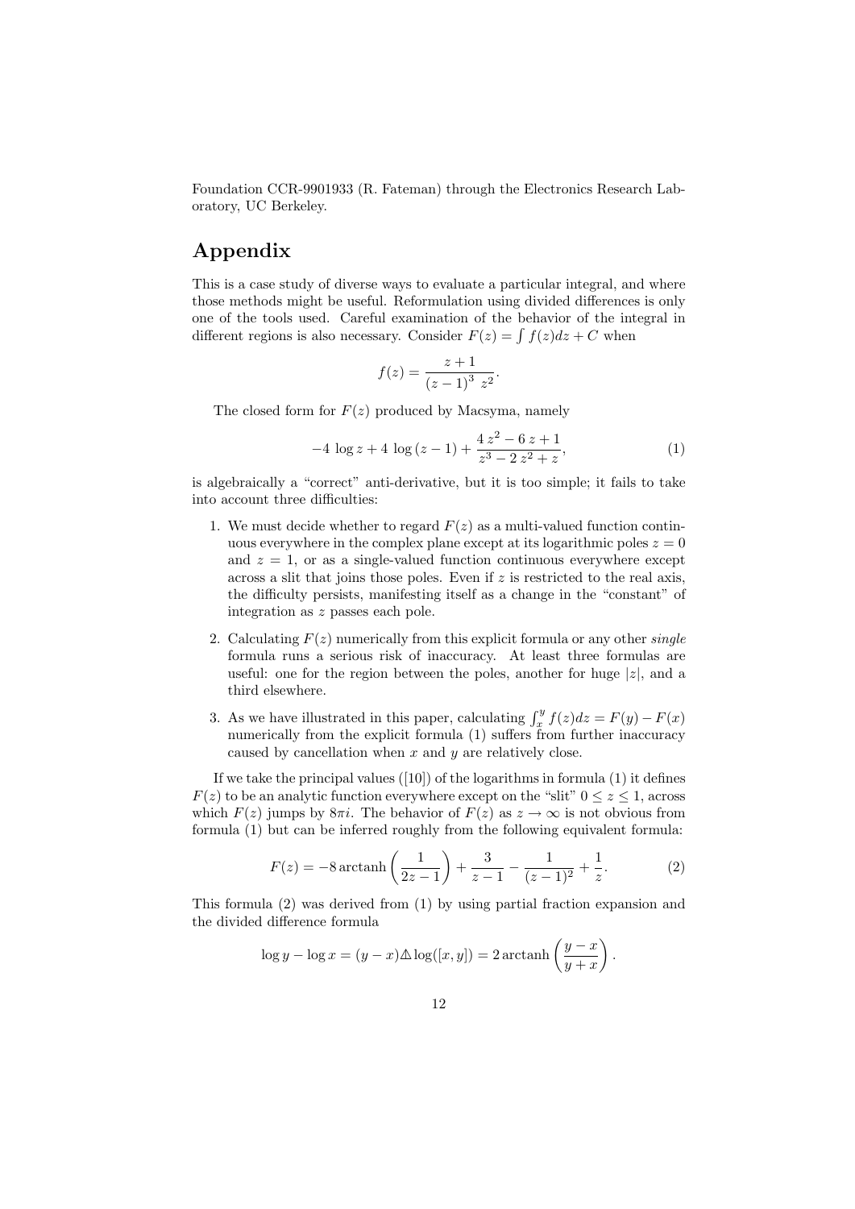Foundation CCR-9901933 (R. Fateman) through the Electronics Research Laboratory, UC Berkeley.

## Appendix

This is a case study of diverse ways to evaluate a particular integral, and where those methods might be useful. Reformulation using divided differences is only one of the tools used. Careful examination of the behavior of the integral in different regions is also necessary. Consider $F(z) = \int f(z)dz + C$ when

$$f(z) = \frac{z+1}{(z-1)^3\ z^2}.$$

The closed form for $F(z)$ produced by Macsyma, namely

$$-4\ \log z + 4\ \log(z-1) + \frac{4\,z^2 - 6\,z + 1}{z^3 - 2\,z^2 + z}, \tag{1}$$

is algebraically a "correct" anti-derivative, but it is too simple; it fails to take into account three difficulties:

1. We must decide whether to regard $F(z)$ as a multi-valued function continuous everywhere in the complex plane except at its logarithmic poles $z = 0$ and $z = 1$, or as a single-valued function continuous everywhere except across a slit that joins those poles. Even if $z$ is restricted to the real axis, the difficulty persists, manifesting itself as a change in the "constant" of integration as $z$ passes each pole.
2. Calculating $F(z)$ numerically from this explicit formula or any other *single* formula runs a serious risk of inaccuracy. At least three formulas are useful: one for the region between the poles, another for huge $|z|$, and a third elsewhere.
3. As we have illustrated in this paper, calculating $\int_x^y f(z)dz = F(y) - F(x)$ numerically from the explicit formula (1) suffers from further inaccuracy caused by cancellation when $x$ and $y$ are relatively close.

If we take the principal values ([10]) of the logarithms in formula (1) it defines $F(z)$ to be an analytic function everywhere except on the "slit" $0 \le z \le 1$, across which $F(z)$ jumps by $8\pi i$. The behavior of $F(z)$ as $z \to \infty$ is not obvious from formula (1) but can be inferred roughly from the following equivalent formula:

$$F(z) = -8\,\mathrm{arctanh}\left(\frac{1}{2z-1}\right) + \frac{3}{z-1} - \frac{1}{(z-1)^2} + \frac{1}{z}. \tag{2}$$

This formula (2) was derived from (1) by using partial fraction expansion and the divided difference formula

$$\log y - \log x = (y-x)\triangle\log([x,y]) = 2\,\mathrm{arctanh}\left(\frac{y-x}{y+x}\right).$$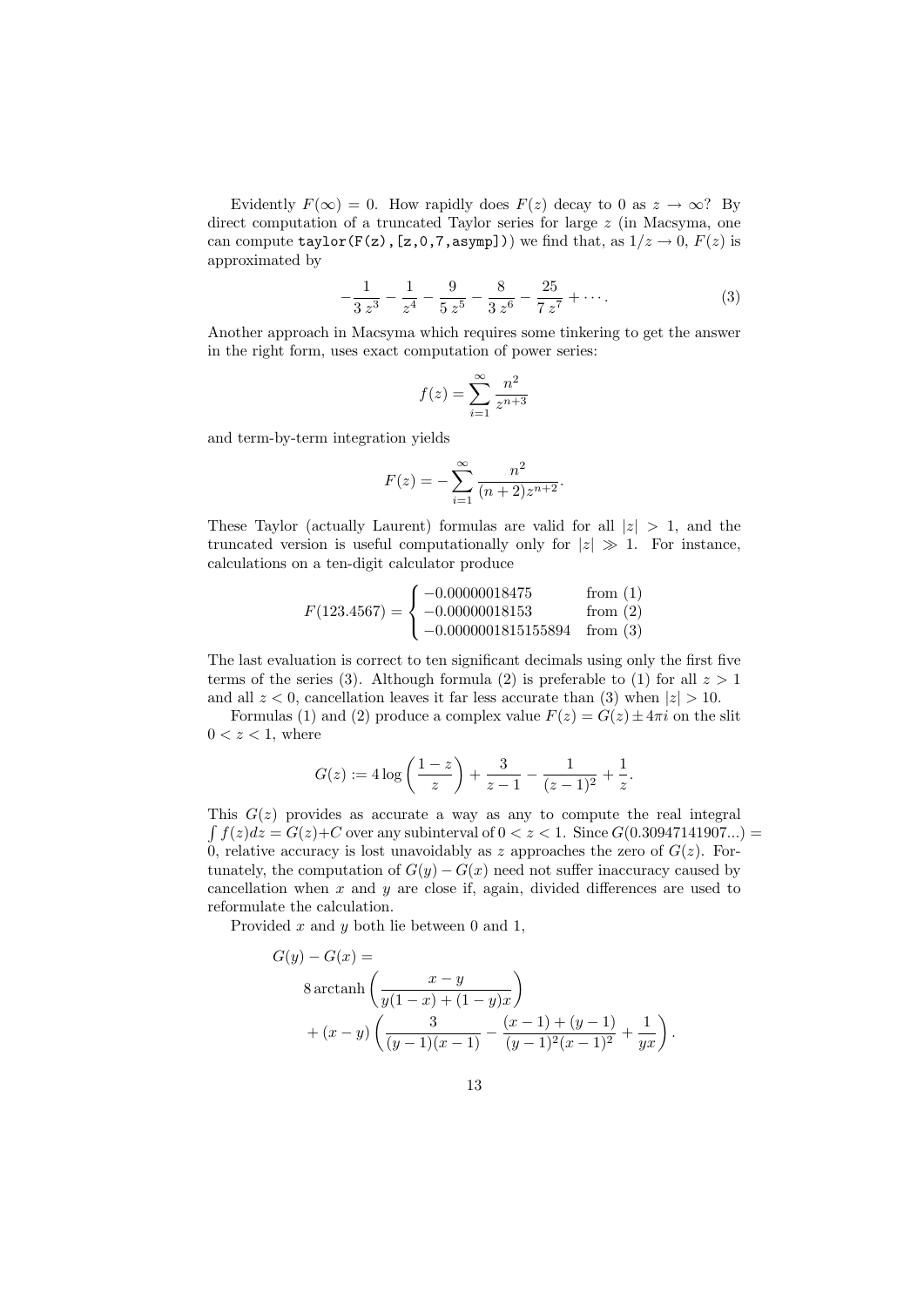Evidently $F(\infty) = 0$. How rapidly does $F(z)$ decay to 0 as $z \to \infty$? By direct computation of a truncated Taylor series for large $z$ (in Macsyma, one can compute `taylor(F(z),[z,0,7,asymp])`) we find that, as $1/z \to 0$, $F(z)$ is approximated by

$$-\frac{1}{3\,z^3} - \frac{1}{z^4} - \frac{9}{5\,z^5} - \frac{8}{3\,z^6} - \frac{25}{7\,z^7} + \cdots. \tag{3}$$

Another approach in Macsyma which requires some tinkering to get the answer in the right form, uses exact computation of power series:

$$f(z) = \sum_{i=1}^{\infty} \frac{n^2}{z^{n+3}}$$

and term-by-term integration yields

$$F(z) = -\sum_{i=1}^{\infty} \frac{n^2}{(n+2)z^{n+2}}.$$

These Taylor (actually Laurent) formulas are valid for all $|z| > 1$, and the truncated version is useful computationally only for $|z| \gg 1$. For instance, calculations on a ten-digit calculator produce

$$F(123.4567) = \begin{cases} -0.00000018475 & \text{from (1)} \\ -0.00000018153 & \text{from (2)} \\ -0.0000001815155894 & \text{from (3)} \end{cases}$$

The last evaluation is correct to ten significant decimals using only the first five terms of the series (3). Although formula (2) is preferable to (1) for all $z > 1$ and all $z < 0$, cancellation leaves it far less accurate than (3) when $|z| > 10$.

Formulas (1) and (2) produce a complex value $F(z) = G(z) \pm 4\pi i$ on the slit $0 < z < 1$, where

$$G(z) := 4\log\left(\frac{1-z}{z}\right) + \frac{3}{z-1} - \frac{1}{(z-1)^2} + \frac{1}{z}.$$

This $G(z)$ provides as accurate a way as any to compute the real integral $\int f(z)dz = G(z) + C$ over any subinterval of $0 < z < 1$. Since $G(0.30947141907...) = 0$, relative accuracy is lost unavoidably as $z$ approaches the zero of $G(z)$. Fortunately, the computation of $G(y) - G(x)$ need not suffer inaccuracy caused by cancellation when $x$ and $y$ are close if, again, divided differences are used to reformulate the calculation.

Provided $x$ and $y$ both lie between 0 and 1,

$$\begin{aligned} G(y) - G(x) &= \\ &8\,\text{arctanh}\left(\frac{x-y}{y(1-x)+(1-y)x}\right) \\ &+ (x-y)\left(\frac{3}{(y-1)(x-1)} - \frac{(x-1)+(y-1)}{(y-1)^2(x-1)^2} + \frac{1}{yx}\right). \end{aligned}$$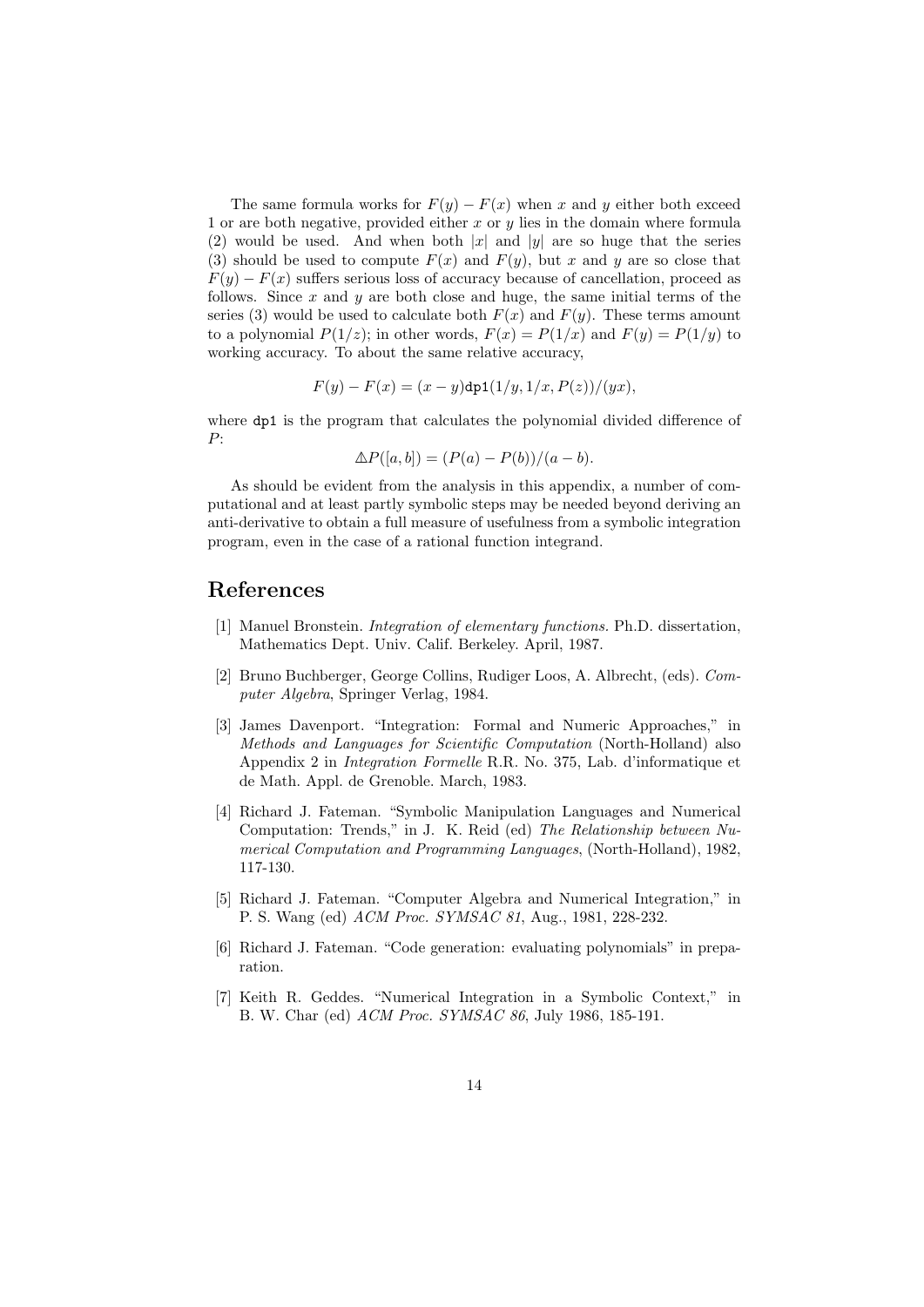The same formula works for $F(y) - F(x)$ when $x$ and $y$ either both exceed 1 or are both negative, provided either $x$ or $y$ lies in the domain where formula (2) would be used. And when both $|x|$ and $|y|$ are so huge that the series (3) should be used to compute $F(x)$ and $F(y)$, but $x$ and $y$ are so close that $F(y) - F(x)$ suffers serious loss of accuracy because of cancellation, proceed as follows. Since $x$ and $y$ are both close and huge, the same initial terms of the series (3) would be used to calculate both $F(x)$ and $F(y)$. These terms amount to a polynomial $P(1/z)$; in other words, $F(x) = P(1/x)$ and $F(y) = P(1/y)$ to working accuracy. To about the same relative accuracy,

$$F(y) - F(x) = (x - y)\texttt{dp1}(1/y, 1/x, P(z))/(yx),$$

where `dp1` is the program that calculates the polynomial divided difference of $P$:

$$\triangle P([a, b]) = (P(a) - P(b))/(a - b).$$

As should be evident from the analysis in this appendix, a number of computational and at least partly symbolic steps may be needed beyond deriving an anti-derivative to obtain a full measure of usefulness from a symbolic integration program, even in the case of a rational function integrand.

# References

[1] Manuel Bronstein. *Integration of elementary functions*. Ph.D. dissertation, Mathematics Dept. Univ. Calif. Berkeley. April, 1987.

[2] Bruno Buchberger, George Collins, Rudiger Loos, A. Albrecht, (eds). *Computer Algebra*, Springer Verlag, 1984.

[3] James Davenport. "Integration: Formal and Numeric Approaches," in *Methods and Languages for Scientific Computation* (North-Holland) also Appendix 2 in *Integration Formelle* R.R. No. 375, Lab. d'informatique et de Math. Appl. de Grenoble. March, 1983.

[4] Richard J. Fateman. "Symbolic Manipulation Languages and Numerical Computation: Trends," in J. K. Reid (ed) *The Relationship between Numerical Computation and Programming Languages*, (North-Holland), 1982, 117-130.

[5] Richard J. Fateman. "Computer Algebra and Numerical Integration," in P. S. Wang (ed) *ACM Proc. SYMSAC 81*, Aug., 1981, 228-232.

[6] Richard J. Fateman. "Code generation: evaluating polynomials" in preparation.

[7] Keith R. Geddes. "Numerical Integration in a Symbolic Context," in B. W. Char (ed) *ACM Proc. SYMSAC 86*, July 1986, 185-191.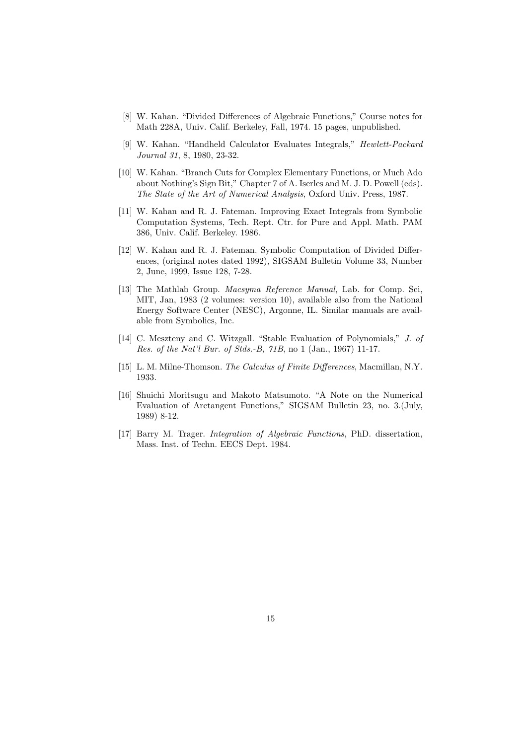[8] W. Kahan. "Divided Differences of Algebraic Functions," Course notes for Math 228A, Univ. Calif. Berkeley, Fall, 1974. 15 pages, unpublished.

[9] W. Kahan. "Handheld Calculator Evaluates Integrals," *Hewlett-Packard Journal 31*, 8, 1980, 23-32.

[10] W. Kahan. "Branch Cuts for Complex Elementary Functions, or Much Ado about Nothing's Sign Bit," Chapter 7 of A. Iserles and M. J. D. Powell (eds). *The State of the Art of Numerical Analysis*, Oxford Univ. Press, 1987.

[11] W. Kahan and R. J. Fateman. Improving Exact Integrals from Symbolic Computation Systems, Tech. Rept. Ctr. for Pure and Appl. Math. PAM 386, Univ. Calif. Berkeley. 1986.

[12] W. Kahan and R. J. Fateman. Symbolic Computation of Divided Differences, (original notes dated 1992), SIGSAM Bulletin Volume 33, Number 2, June, 1999, Issue 128, 7-28.

[13] The Mathlab Group. *Macsyma Reference Manual*, Lab. for Comp. Sci, MIT, Jan, 1983 (2 volumes: version 10), available also from the National Energy Software Center (NESC), Argonne, IL. Similar manuals are available from Symbolics, Inc.

[14] C. Meszteny and C. Witzgall. "Stable Evaluation of Polynomials," *J. of Res. of the Nat'l Bur. of Stds.-B, 71B*, no 1 (Jan., 1967) 11-17.

[15] L. M. Milne-Thomson. *The Calculus of Finite Differences*, Macmillan, N.Y. 1933.

[16] Shuichi Moritsugu and Makoto Matsumoto. "A Note on the Numerical Evaluation of Arctangent Functions," SIGSAM Bulletin 23, no. 3.(July, 1989) 8-12.

[17] Barry M. Trager. *Integration of Algebraic Functions*, PhD. dissertation, Mass. Inst. of Techn. EECS Dept. 1984.